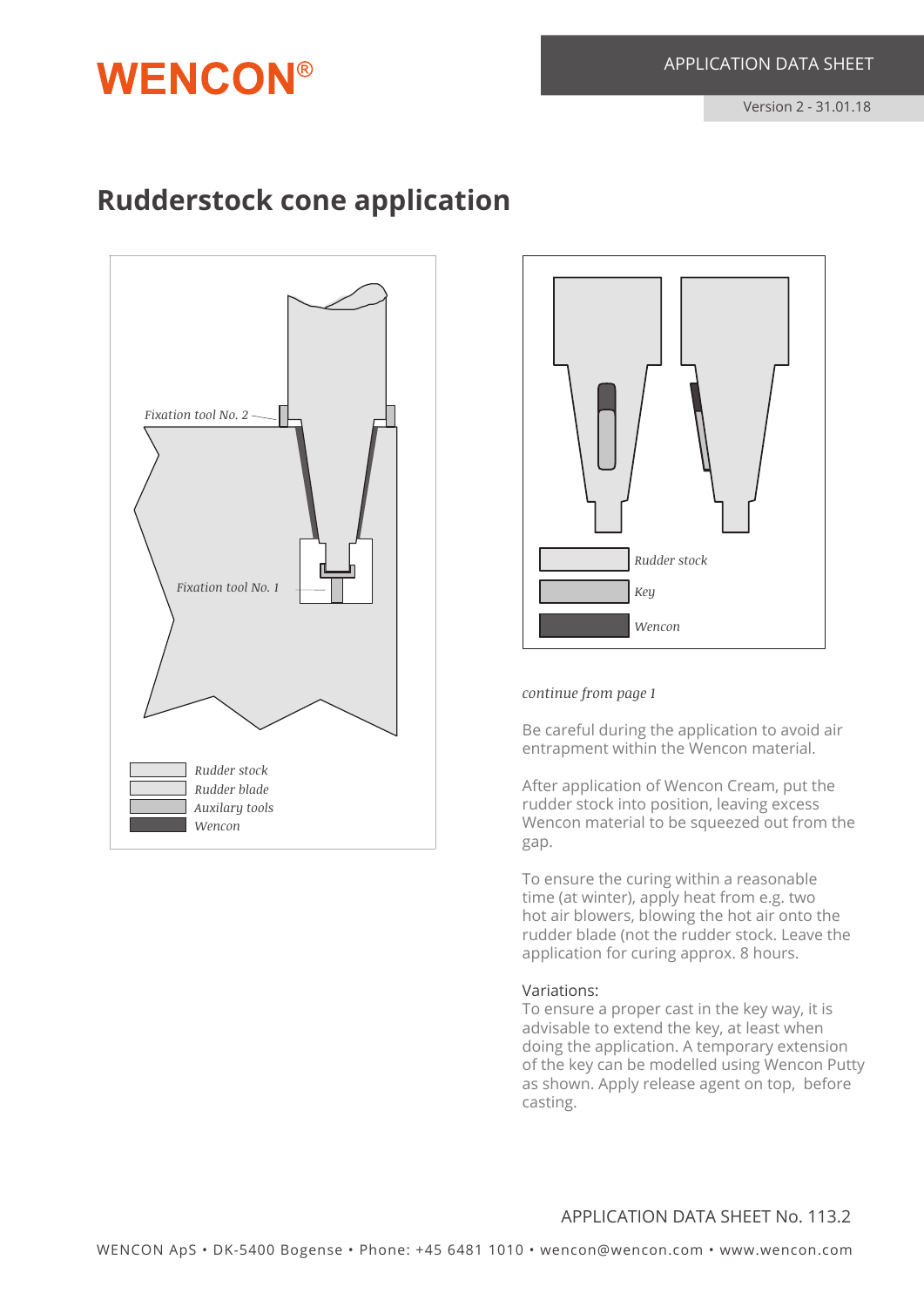WENCON®

APPLICATION DATA SHEET

Version 2 - 31.01.18

# Rudderstock cone application

Fixation tool No. 2

Fixation tool No. 1

Rudder stock
Rudder blade
Auxilary tools
Wencon

Rudder stock
Key
Wencon

*continue from page 1*

Be careful during the application to avoid air entrapment within the Wencon material.

After application of Wencon Cream, put the rudder stock into position, leaving excess Wencon material to be squeezed out from the gap.

To ensure the curing within a reasonable time (at winter), apply heat from e.g. two hot air blowers, blowing the hot air onto the rudder blade (not the rudder stock. Leave the application for curing approx. 8 hours.

Variations:
To ensure a proper cast in the key way, it is advisable to extend the key, at least when doing the application. A temporary extension of the key can be modelled using Wencon Putty as shown. Apply release agent on top, before casting.

APPLICATION DATA SHEET No. 113.2

WENCON ApS • DK-5400 Bogense • Phone: +45 6481 1010 • wencon@wencon.com • www.wencon.com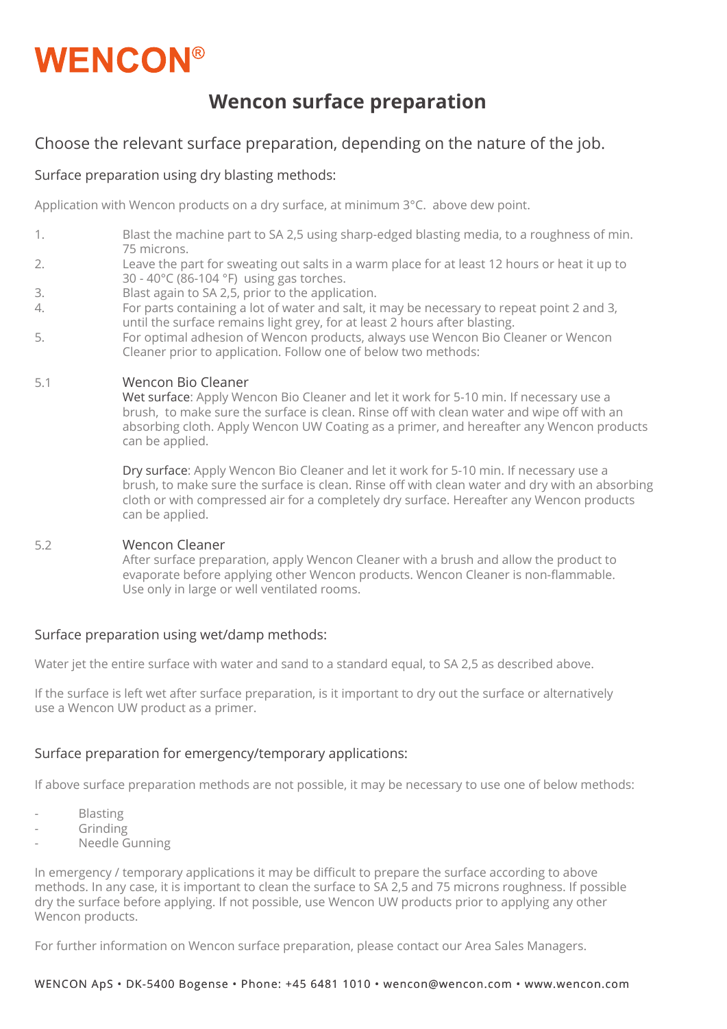# WENCON®

## Wencon surface preparation

### Choose the relevant surface preparation, depending on the nature of the job.

#### Surface preparation using dry blasting methods:

Application with Wencon products on a dry surface, at minimum 3°C. above dew point.

1. Blast the machine part to SA 2,5 using sharp-edged blasting media, to a roughness of min. 75 microns.
2. Leave the part for sweating out salts in a warm place for at least 12 hours or heat it up to 30 - 40°C (86-104 °F) using gas torches.
3. Blast again to SA 2,5, prior to the application.
4. For parts containing a lot of water and salt, it may be necessary to repeat point 2 and 3, until the surface remains light grey, for at least 2 hours after blasting.
5. For optimal adhesion of Wencon products, always use Wencon Bio Cleaner or Wencon Cleaner prior to application. Follow one of below two methods:

5.1 Wencon Bio Cleaner

Wet surface: Apply Wencon Bio Cleaner and let it work for 5-10 min. If necessary use a brush, to make sure the surface is clean. Rinse off with clean water and wipe off with an absorbing cloth. Apply Wencon UW Coating as a primer, and hereafter any Wencon products can be applied.

Dry surface: Apply Wencon Bio Cleaner and let it work for 5-10 min. If necessary use a brush, to make sure the surface is clean. Rinse off with clean water and dry with an absorbing cloth or with compressed air for a completely dry surface. Hereafter any Wencon products can be applied.

5.2 Wencon Cleaner

After surface preparation, apply Wencon Cleaner with a brush and allow the product to evaporate before applying other Wencon products. Wencon Cleaner is non-flammable. Use only in large or well ventilated rooms.

#### Surface preparation using wet/damp methods:

Water jet the entire surface with water and sand to a standard equal, to SA 2,5 as described above.

If the surface is left wet after surface preparation, is it important to dry out the surface or alternatively use a Wencon UW product as a primer.

#### Surface preparation for emergency/temporary applications:

If above surface preparation methods are not possible, it may be necessary to use one of below methods:

- Blasting
- Grinding
- Needle Gunning

In emergency / temporary applications it may be difficult to prepare the surface according to above methods. In any case, it is important to clean the surface to SA 2,5 and 75 microns roughness. If possible dry the surface before applying. If not possible, use Wencon UW products prior to applying any other Wencon products.

For further information on Wencon surface preparation, please contact our Area Sales Managers.

WENCON ApS • DK-5400 Bogense • Phone: +45 6481 1010 • wencon@wencon.com • www.wencon.com